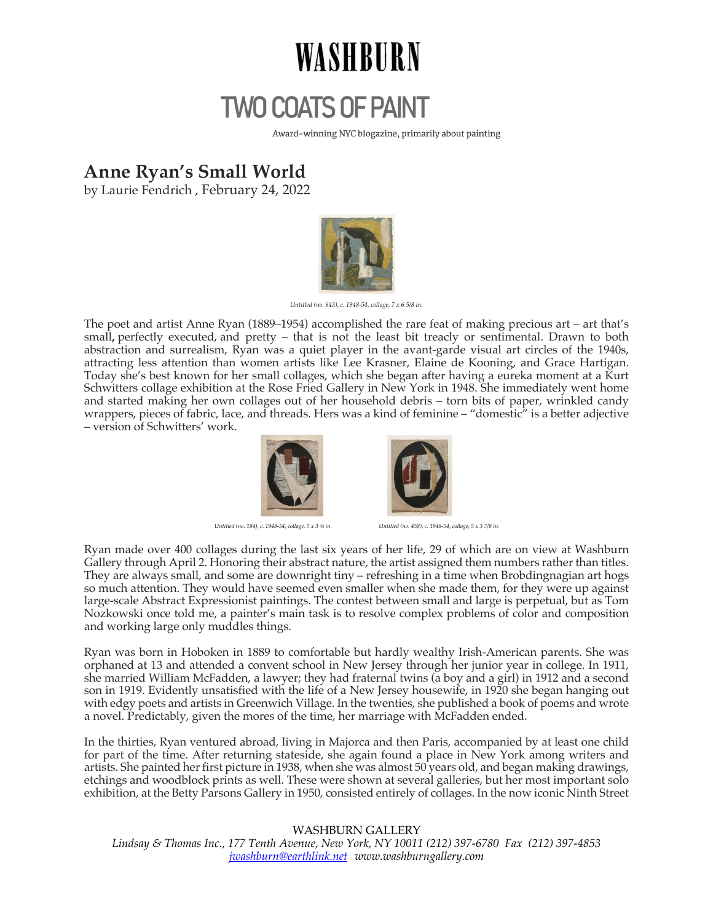# WASHBURN

## TWO COATS OF PAINT

Award-winning NYC blogazine, primarily about painting

## Anne Ryan's Small World

by Laurie Fendrich , February 24, 2022

*Untitled (no. 643), c. 1948-54, collage, 7 x 6 5/8 in.*

The poet and artist Anne Ryan (1889–1954) accomplished the rare feat of making precious art – art that's small**,** perfectly executed, and pretty – that is not the least bit treacly or sentimental. Drawn to both abstraction and surrealism, Ryan was a quiet player in the avant-garde visual art circles of the 1940s, attracting less attention than women artists like Lee Krasner, Elaine de Kooning, and Grace Hartigan. Today she's best known for her small collages, which she began after having a eureka moment at a Kurt Schwitters collage exhibition at the Rose Fried Gallery in New York in 1948. She immediately went home and started making her own collages out of her household debris – torn bits of paper, wrinkled candy wrappers, pieces of fabric, lace, and threads. Hers was a kind of feminine – "domestic" is a better adjective – version of Schwitters' work.

*Untitled (no. 184), c. 1948-54, collage, 5 x 3 ¾ in.*

*Untitled (no. 458), c. 1948-54, collage, 5 x 3 7/8 in.*

Ryan made over 400 collages during the last six years of her life, 29 of which are on view at Washburn Gallery through April 2. Honoring their abstract nature, the artist assigned them numbers rather than titles. They are always small, and some are downright tiny – refreshing in a time when Brobdingnagian art hogs so much attention. They would have seemed even smaller when she made them, for they were up against large-scale Abstract Expressionist paintings. The contest between small and large is perpetual, but as Tom Nozkowski once told me, a painter's main task is to resolve complex problems of color and composition and working large only muddles things.

Ryan was born in Hoboken in 1889 to comfortable but hardly wealthy Irish-American parents. She was orphaned at 13 and attended a convent school in New Jersey through her junior year in college. In 1911, she married William McFadden, a lawyer; they had fraternal twins (a boy and a girl) in 1912 and a second son in 1919. Evidently unsatisfied with the life of a New Jersey housewife, in 1920 she began hanging out with edgy poets and artists in Greenwich Village. In the twenties, she published a book of poems and wrote a novel. Predictably, given the mores of the time, her marriage with McFadden ended.

In the thirties, Ryan ventured abroad, living in Majorca and then Paris, accompanied by at least one child for part of the time. After returning stateside, she again found a place in New York among writers and artists. She painted her first picture in 1938, when she was almost 50 years old, and began making drawings, etchings and woodblock prints as well. These were shown at several galleries, but her most important solo exhibition, at the Betty Parsons Gallery in 1950, consisted entirely of collages. In the now iconic Ninth Street

WASHBURN GALLERY
*Lindsay & Thomas Inc., 177 Tenth Avenue, New York, NY 10011 (212) 397-6780 Fax (212) 397-4853*
*jwashburn@earthlink.net www.washburngallery.com*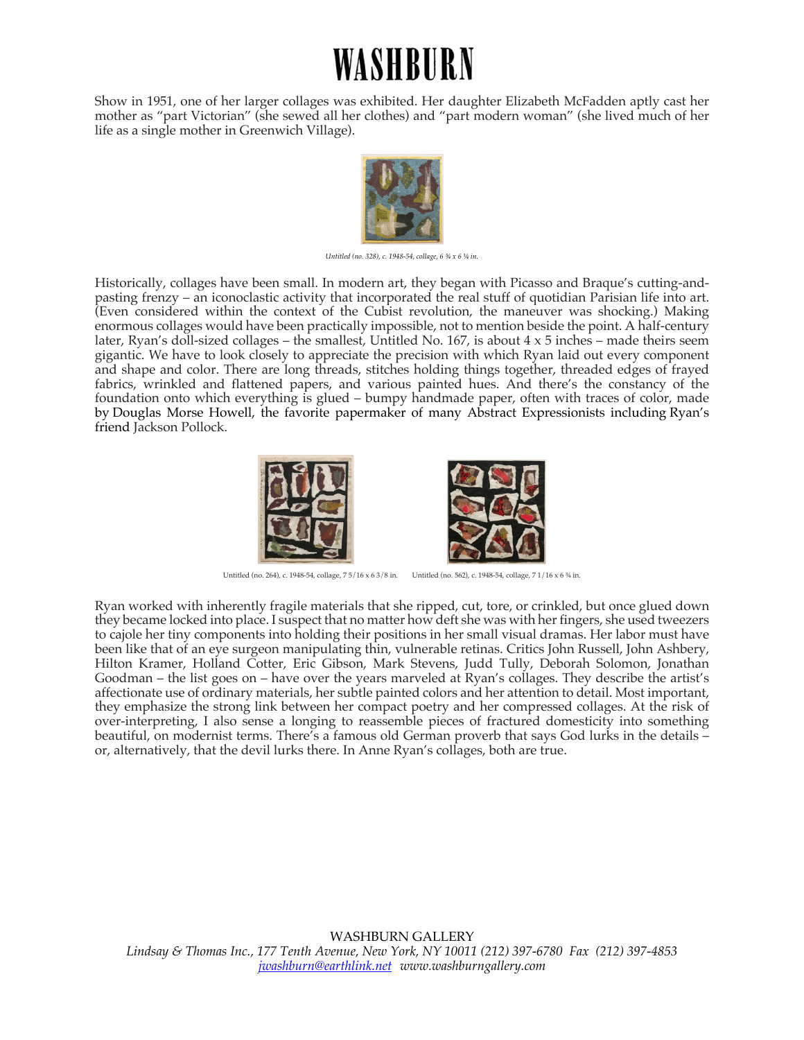Show in 1951, one of her larger collages was exhibited. Her daughter Elizabeth McFadden aptly cast her mother as "part Victorian" (she sewed all her clothes) and "part modern woman" (she lived much of her life as a single mother in Greenwich Village).

*Untitled (no. 328), c. 1948-54, collage, 6 ¾ x 6 ¼ in.*

Historically, collages have been small. In modern art, they began with Picasso and Braque's cutting-and-pasting frenzy – an iconoclastic activity that incorporated the real stuff of quotidian Parisian life into art. (Even considered within the context of the Cubist revolution, the maneuver was shocking.) Making enormous collages would have been practically impossible, not to mention beside the point. A half-century later, Ryan's doll-sized collages – the smallest, Untitled No. 167, is about 4 x 5 inches – made theirs seem gigantic. We have to look closely to appreciate the precision with which Ryan laid out every component and shape and color. There are long threads, stitches holding things together, threaded edges of frayed fabrics, wrinkled and flattened papers, and various painted hues. And there's the constancy of the foundation onto which everything is glued – bumpy handmade paper, often with traces of color, made by Douglas Morse Howell, the favorite papermaker of many Abstract Expressionists including Ryan's friend Jackson Pollock.

Untitled (no. 264), c. 1948-54, collage, 7 5/16 x 6 3/8 in.

Untitled (no. 562), c. 1948-54, collage, 7 1/16 x 6 ¾ in.

Ryan worked with inherently fragile materials that she ripped, cut, tore, or crinkled, but once glued down they became locked into place. I suspect that no matter how deft she was with her fingers, she used tweezers to cajole her tiny components into holding their positions in her small visual dramas. Her labor must have been like that of an eye surgeon manipulating thin, vulnerable retinas. Critics John Russell, John Ashbery, Hilton Kramer, Holland Cotter, Eric Gibson, Mark Stevens, Judd Tully, Deborah Solomon, Jonathan Goodman – the list goes on – have over the years marveled at Ryan's collages. They describe the artist's affectionate use of ordinary materials, her subtle painted colors and her attention to detail. Most important, they emphasize the strong link between her compact poetry and her compressed collages. At the risk of over-interpreting, I also sense a longing to reassemble pieces of fractured domesticity into something beautiful, on modernist terms. There's a famous old German proverb that says God lurks in the details – or, alternatively, that the devil lurks there. In Anne Ryan's collages, both are true.

WASHBURN GALLERY
*Lindsay & Thomas Inc., 177 Tenth Avenue, New York, NY 10011 (212) 397-6780 Fax (212) 397-4853*
*jwashburn@earthlink.net www.washburngallery.com*